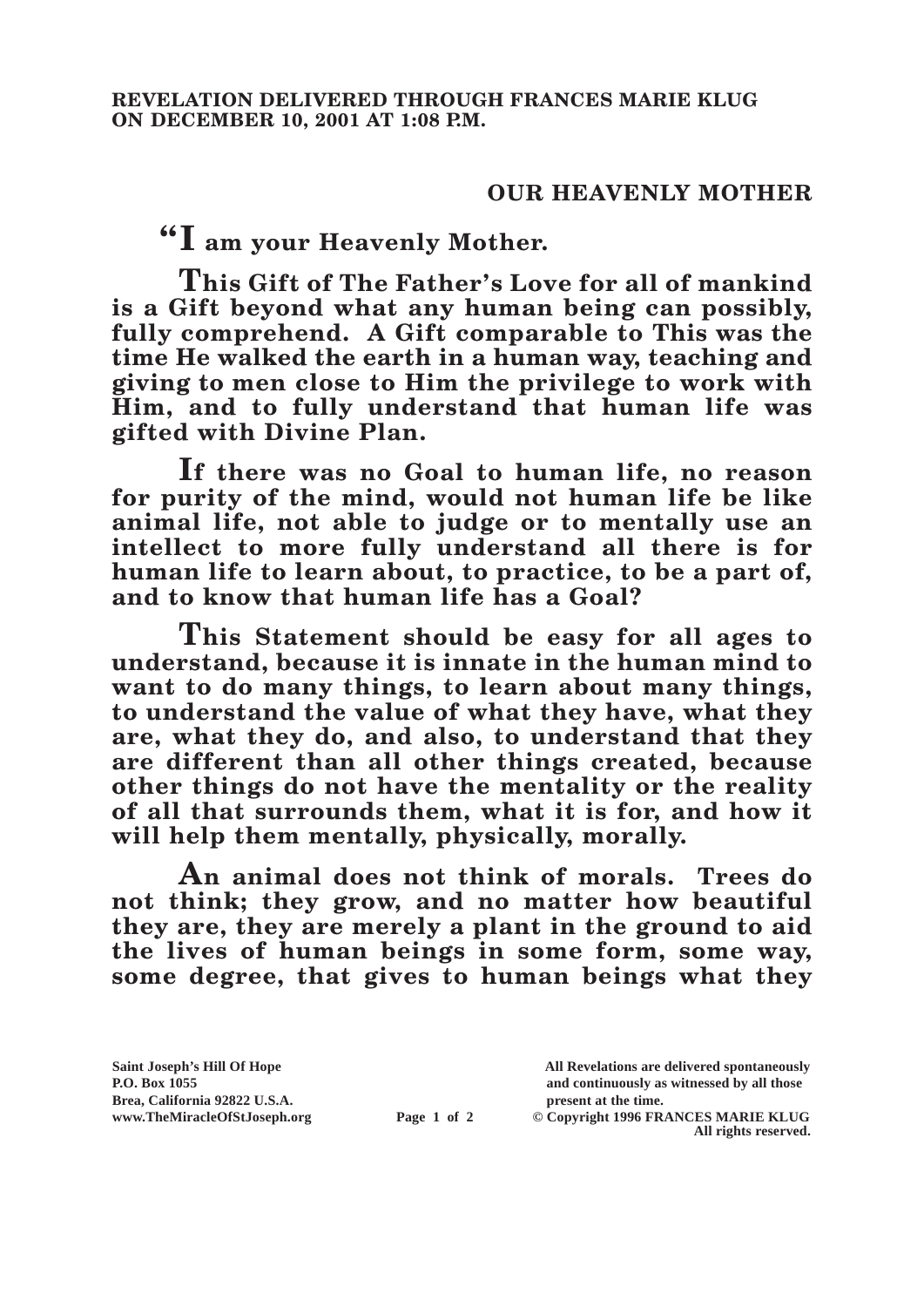**REVELATION DELIVERED THROUGH FRANCES MARIE KLUG ON DECEMBER 10, 2001 AT 1:08 P.M.**

## OUR HEAVENLY MOTHER

**"I am your Heavenly Mother.**

**This Gift of The Father's Love for all of mankind is a Gift beyond what any human being can possibly, fully comprehend. A Gift comparable to This was the time He walked the earth in a human way, teaching and giving to men close to Him the privilege to work with Him, and to fully understand that human life was gifted with Divine Plan.**

**If there was no Goal to human life, no reason for purity of the mind, would not human life be like animal life, not able to judge or to mentally use an intellect to more fully understand all there is for human life to learn about, to practice, to be a part of, and to know that human life has a Goal?**

**This Statement should be easy for all ages to understand, because it is innate in the human mind to want to do many things, to learn about many things, to understand the value of what they have, what they are, what they do, and also, to understand that they are different than all other things created, because other things do not have the mentality or the reality of all that surrounds them, what it is for, and how it will help them mentally, physically, morally.**

**An animal does not think of morals. Trees do not think; they grow, and no matter how beautiful they are, they are merely a plant in the ground to aid the lives of human beings in some form, some way, some degree, that gives to human beings what they**

Saint Joseph's Hill Of Hope
P.O. Box 1055
Brea, California 92822 U.S.A.
www.TheMiracleOfStJoseph.org

All Revelations are delivered spontaneously and continuously as witnessed by all those present at the time.
© Copyright 1996 FRANCES MARIE KLUG
All rights reserved.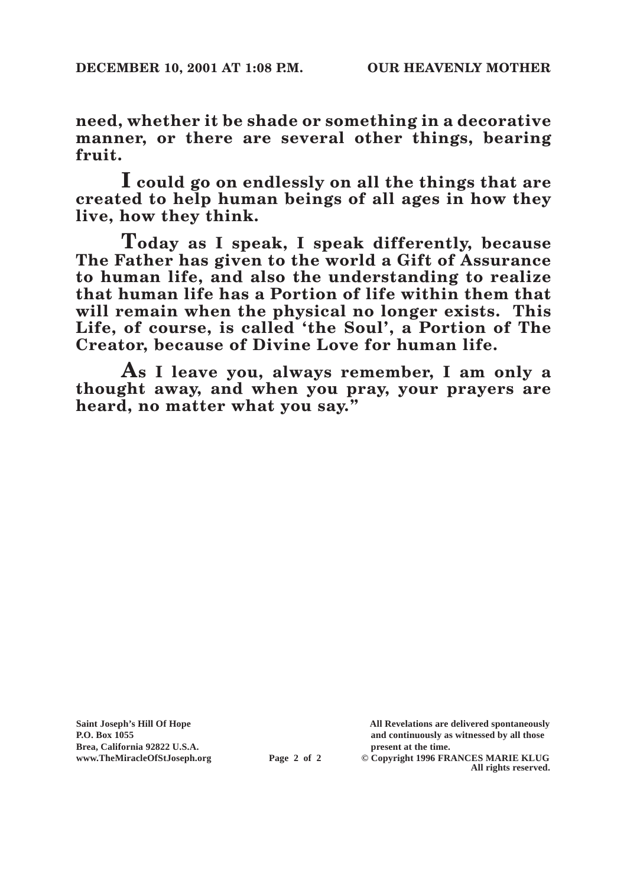**need, whether it be shade or something in a decorative manner, or there are several other things, bearing fruit.**

**I could go on endlessly on all the things that are created to help human beings of all ages in how they live, how they think.**

**Today as I speak, I speak differently, because The Father has given to the world a Gift of Assurance to human life, and also the understanding to realize that human life has a Portion of life within them that will remain when the physical no longer exists. This Life, of course, is called 'the Soul', a Portion of The Creator, because of Divine Love for human life.**

**As I leave you, always remember, I am only a thought away, and when you pray, your prayers are heard, no matter what you say."**